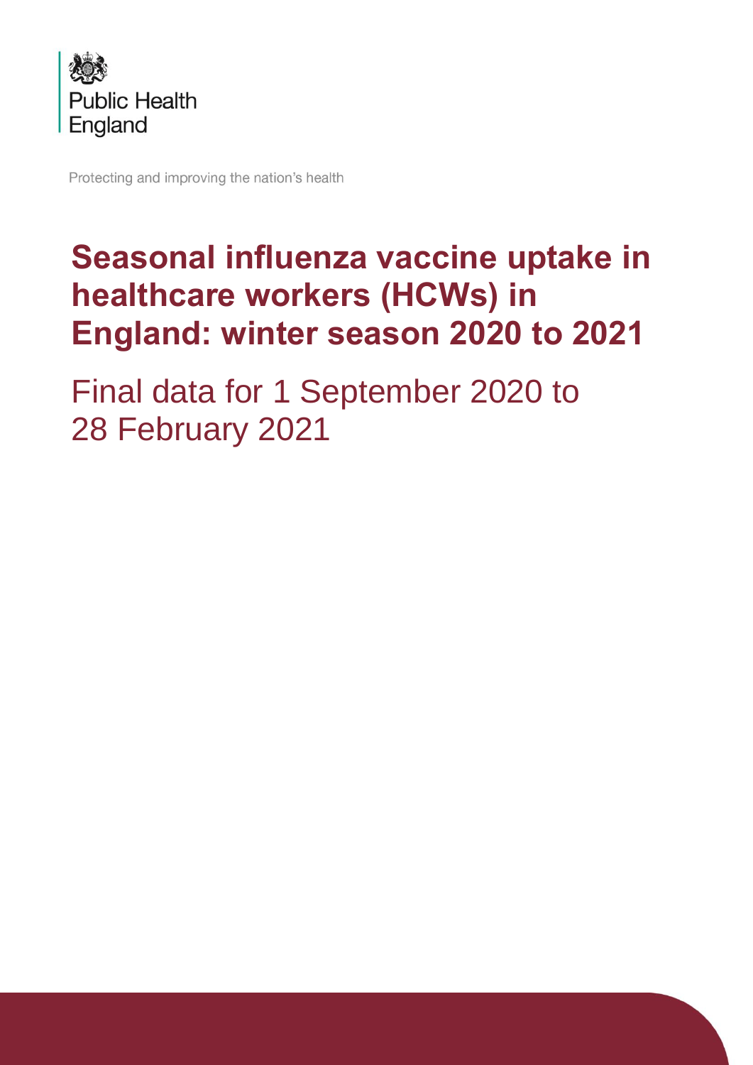Public Health England

Protecting and improving the nation's health

# Seasonal influenza vaccine uptake in healthcare workers (HCWs) in England: winter season 2020 to 2021

## Final data for 1 September 2020 to 28 February 2021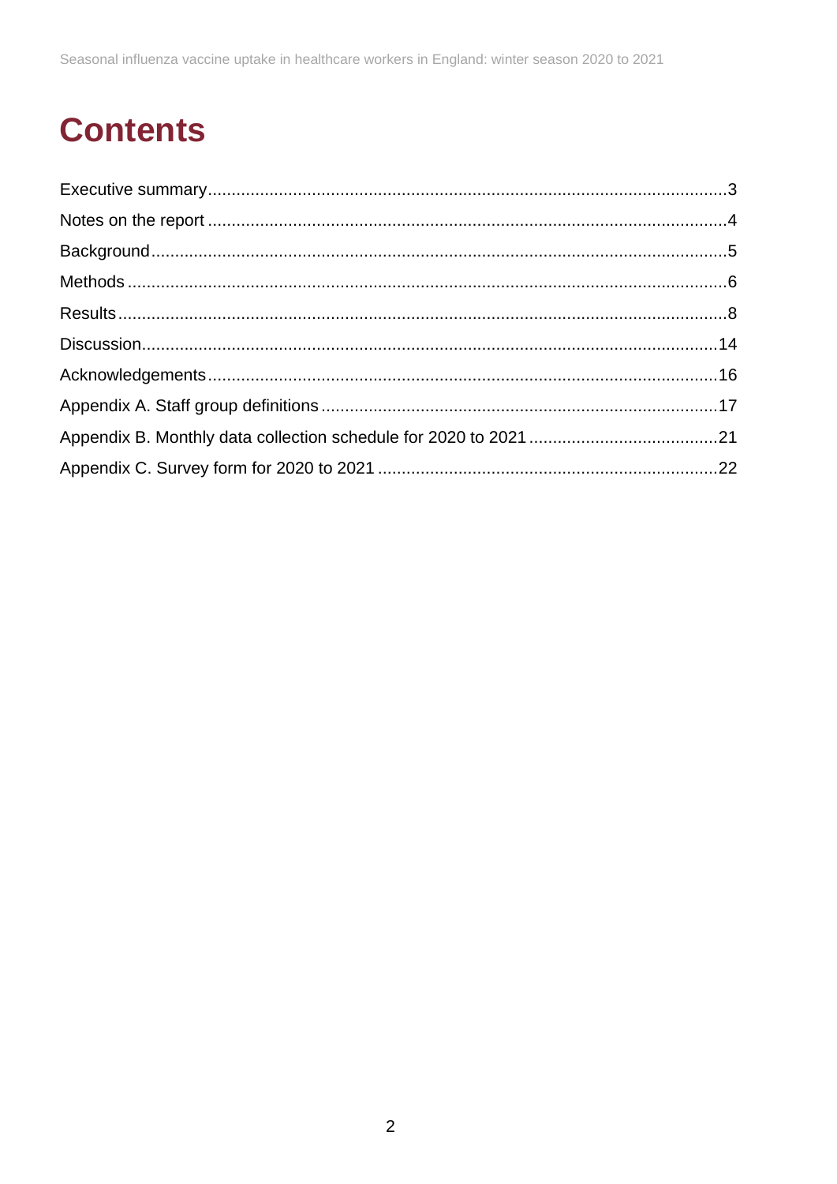# Contents

Executive summary ....................................................................................................... 3
Notes on the report ....................................................................................................... 4
Background ................................................................................................................... 5
Methods ........................................................................................................................ 6
Results .......................................................................................................................... 8
Discussion .................................................................................................................... 14
Acknowledgements ...................................................................................................... 16
Appendix A. Staff group definitions ............................................................................... 17
Appendix B. Monthly data collection schedule for 2020 to 2021 ................................... 21
Appendix C. Survey form for 2020 to 2021 ................................................................... 22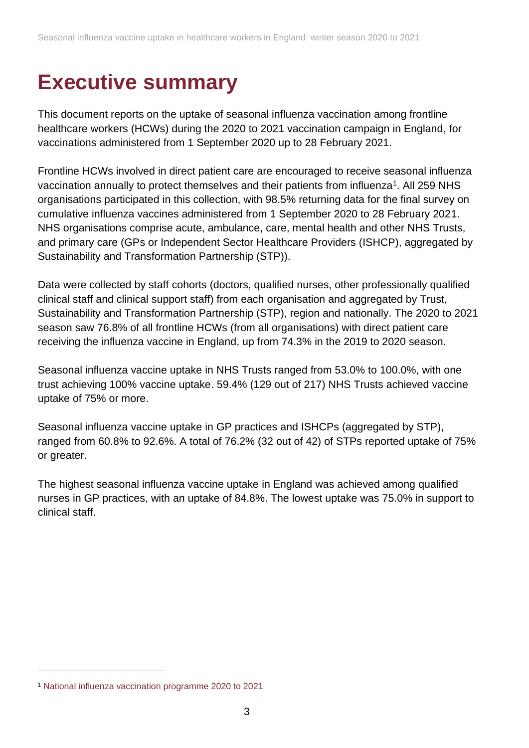# Executive summary

This document reports on the uptake of seasonal influenza vaccination among frontline healthcare workers (HCWs) during the 2020 to 2021 vaccination campaign in England, for vaccinations administered from 1 September 2020 up to 28 February 2021.

Frontline HCWs involved in direct patient care are encouraged to receive seasonal influenza vaccination annually to protect themselves and their patients from influenza[1]. All 259 NHS organisations participated in this collection, with 98.5% returning data for the final survey on cumulative influenza vaccines administered from 1 September 2020 to 28 February 2021. NHS organisations comprise acute, ambulance, care, mental health and other NHS Trusts, and primary care (GPs or Independent Sector Healthcare Providers (ISHCP), aggregated by Sustainability and Transformation Partnership (STP)).

Data were collected by staff cohorts (doctors, qualified nurses, other professionally qualified clinical staff and clinical support staff) from each organisation and aggregated by Trust, Sustainability and Transformation Partnership (STP), region and nationally. The 2020 to 2021 season saw 76.8% of all frontline HCWs (from all organisations) with direct patient care receiving the influenza vaccine in England, up from 74.3% in the 2019 to 2020 season.

Seasonal influenza vaccine uptake in NHS Trusts ranged from 53.0% to 100.0%, with one trust achieving 100% vaccine uptake. 59.4% (129 out of 217) NHS Trusts achieved vaccine uptake of 75% or more.

Seasonal influenza vaccine uptake in GP practices and ISHCPs (aggregated by STP), ranged from 60.8% to 92.6%. A total of 76.2% (32 out of 42) of STPs reported uptake of 75% or greater.

The highest seasonal influenza vaccine uptake in England was achieved among qualified nurses in GP practices, with an uptake of 84.8%. The lowest uptake was 75.0% in support to clinical staff.

---

[1] National influenza vaccination programme 2020 to 2021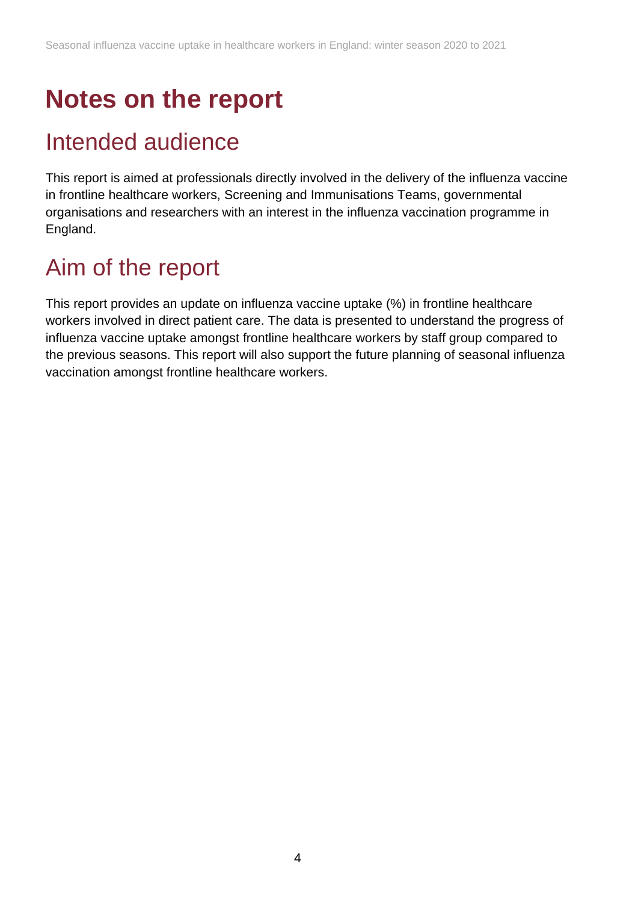# Notes on the report

## Intended audience

This report is aimed at professionals directly involved in the delivery of the influenza vaccine in frontline healthcare workers, Screening and Immunisations Teams, governmental organisations and researchers with an interest in the influenza vaccination programme in England.

## Aim of the report

This report provides an update on influenza vaccine uptake (%) in frontline healthcare workers involved in direct patient care. The data is presented to understand the progress of influenza vaccine uptake amongst frontline healthcare workers by staff group compared to the previous seasons. This report will also support the future planning of seasonal influenza vaccination amongst frontline healthcare workers.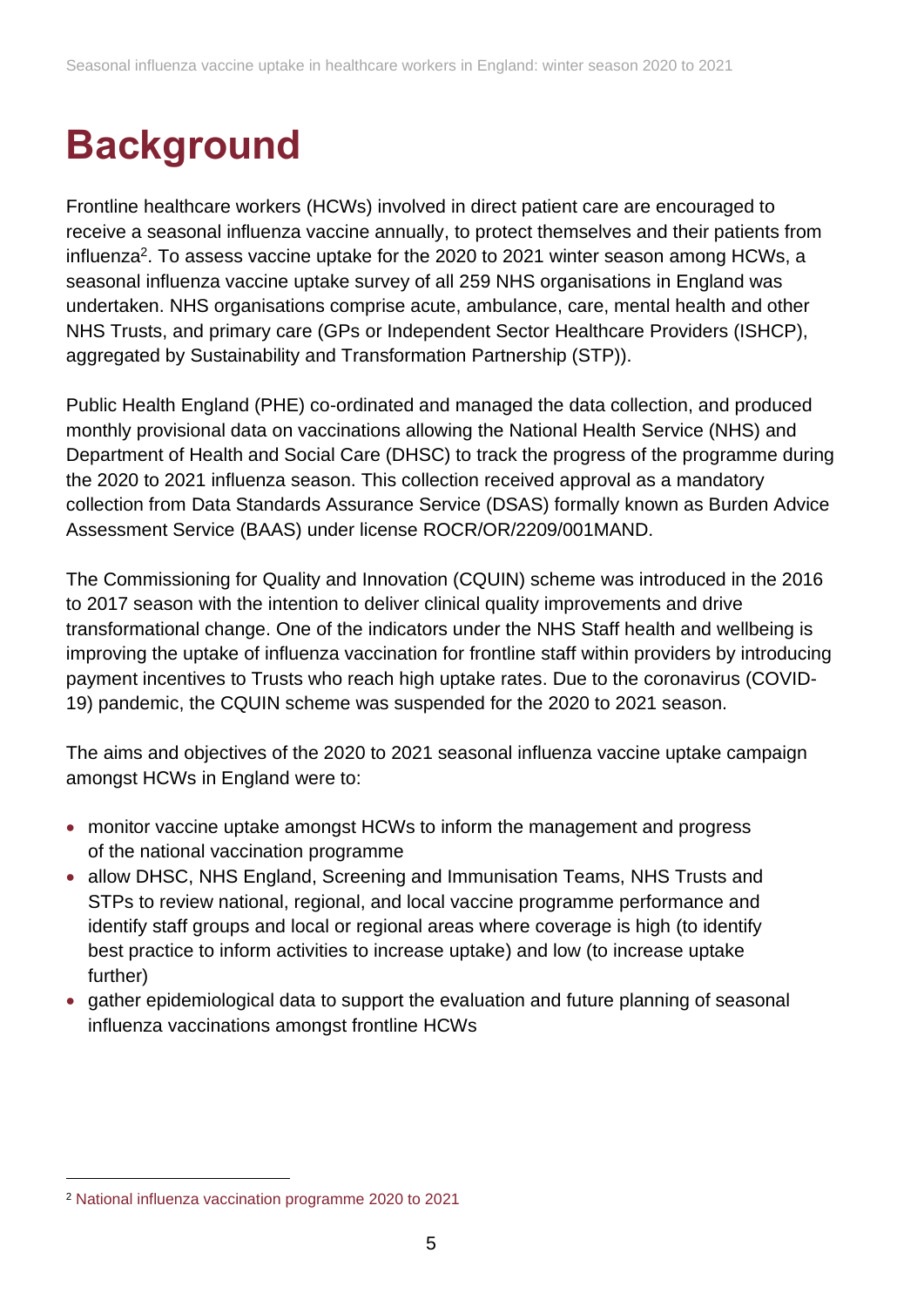# Background

Frontline healthcare workers (HCWs) involved in direct patient care are encouraged to receive a seasonal influenza vaccine annually, to protect themselves and their patients from influenza[2]. To assess vaccine uptake for the 2020 to 2021 winter season among HCWs, a seasonal influenza vaccine uptake survey of all 259 NHS organisations in England was undertaken. NHS organisations comprise acute, ambulance, care, mental health and other NHS Trusts, and primary care (GPs or Independent Sector Healthcare Providers (ISHCP), aggregated by Sustainability and Transformation Partnership (STP)).

Public Health England (PHE) co-ordinated and managed the data collection, and produced monthly provisional data on vaccinations allowing the National Health Service (NHS) and Department of Health and Social Care (DHSC) to track the progress of the programme during the 2020 to 2021 influenza season. This collection received approval as a mandatory collection from Data Standards Assurance Service (DSAS) formally known as Burden Advice Assessment Service (BAAS) under license ROCR/OR/2209/001MAND.

The Commissioning for Quality and Innovation (CQUIN) scheme was introduced in the 2016 to 2017 season with the intention to deliver clinical quality improvements and drive transformational change. One of the indicators under the NHS Staff health and wellbeing is improving the uptake of influenza vaccination for frontline staff within providers by introducing payment incentives to Trusts who reach high uptake rates. Due to the coronavirus (COVID-19) pandemic, the CQUIN scheme was suspended for the 2020 to 2021 season.

The aims and objectives of the 2020 to 2021 seasonal influenza vaccine uptake campaign amongst HCWs in England were to:

- monitor vaccine uptake amongst HCWs to inform the management and progress of the national vaccination programme
- allow DHSC, NHS England, Screening and Immunisation Teams, NHS Trusts and STPs to review national, regional, and local vaccine programme performance and identify staff groups and local or regional areas where coverage is high (to identify best practice to inform activities to increase uptake) and low (to increase uptake further)
- gather epidemiological data to support the evaluation and future planning of seasonal influenza vaccinations amongst frontline HCWs

[2] National influenza vaccination programme 2020 to 2021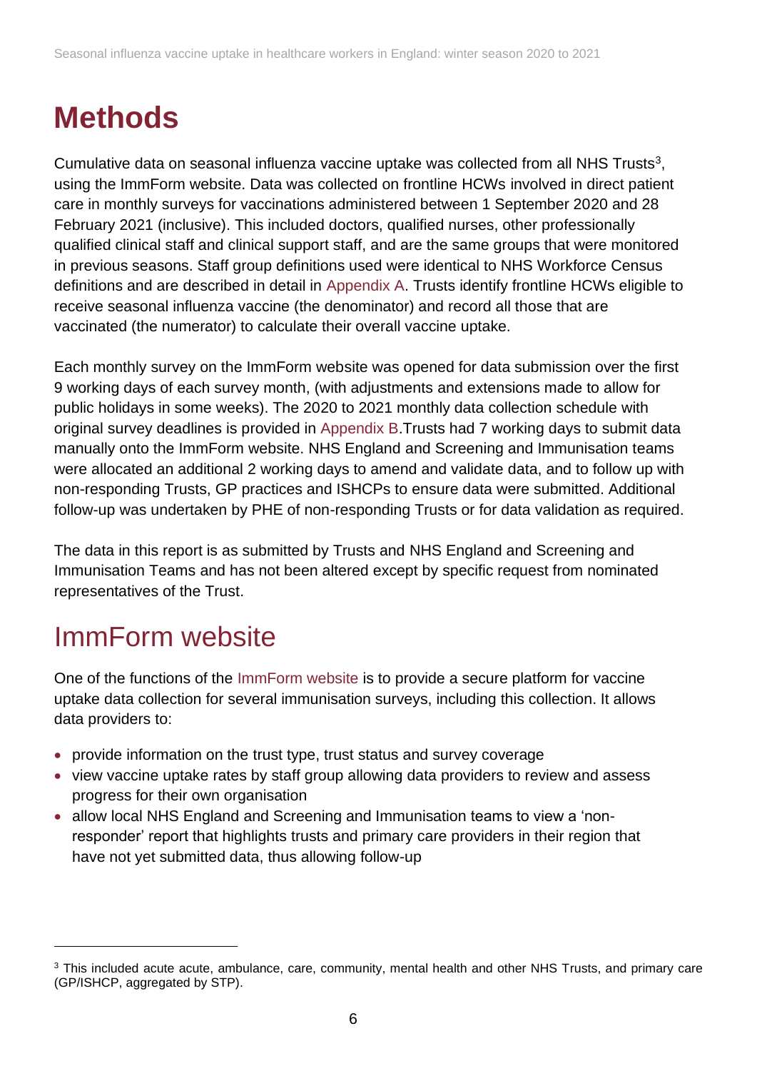# Methods

Cumulative data on seasonal influenza vaccine uptake was collected from all NHS Trusts[3], using the ImmForm website. Data was collected on frontline HCWs involved in direct patient care in monthly surveys for vaccinations administered between 1 September 2020 and 28 February 2021 (inclusive). This included doctors, qualified nurses, other professionally qualified clinical staff and clinical support staff, and are the same groups that were monitored in previous seasons. Staff group definitions used were identical to NHS Workforce Census definitions and are described in detail in Appendix A. Trusts identify frontline HCWs eligible to receive seasonal influenza vaccine (the denominator) and record all those that are vaccinated (the numerator) to calculate their overall vaccine uptake.

Each monthly survey on the ImmForm website was opened for data submission over the first 9 working days of each survey month, (with adjustments and extensions made to allow for public holidays in some weeks). The 2020 to 2021 monthly data collection schedule with original survey deadlines is provided in Appendix B.Trusts had 7 working days to submit data manually onto the ImmForm website. NHS England and Screening and Immunisation teams were allocated an additional 2 working days to amend and validate data, and to follow up with non-responding Trusts, GP practices and ISHCPs to ensure data were submitted. Additional follow-up was undertaken by PHE of non-responding Trusts or for data validation as required.

The data in this report is as submitted by Trusts and NHS England and Screening and Immunisation Teams and has not been altered except by specific request from nominated representatives of the Trust.

## ImmForm website

One of the functions of the ImmForm website is to provide a secure platform for vaccine uptake data collection for several immunisation surveys, including this collection. It allows data providers to:

- provide information on the trust type, trust status and survey coverage
- view vaccine uptake rates by staff group allowing data providers to review and assess progress for their own organisation
- allow local NHS England and Screening and Immunisation teams to view a 'non-responder' report that highlights trusts and primary care providers in their region that have not yet submitted data, thus allowing follow-up

[3] This included acute acute, ambulance, care, community, mental health and other NHS Trusts, and primary care (GP/ISHCP, aggregated by STP).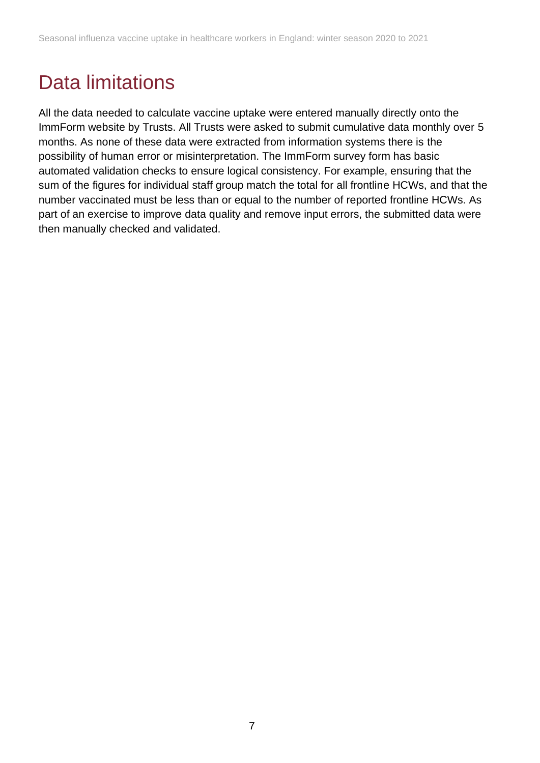# Data limitations

All the data needed to calculate vaccine uptake were entered manually directly onto the ImmForm website by Trusts. All Trusts were asked to submit cumulative data monthly over 5 months. As none of these data were extracted from information systems there is the possibility of human error or misinterpretation. The ImmForm survey form has basic automated validation checks to ensure logical consistency. For example, ensuring that the sum of the figures for individual staff group match the total for all frontline HCWs, and that the number vaccinated must be less than or equal to the number of reported frontline HCWs. As part of an exercise to improve data quality and remove input errors, the submitted data were then manually checked and validated.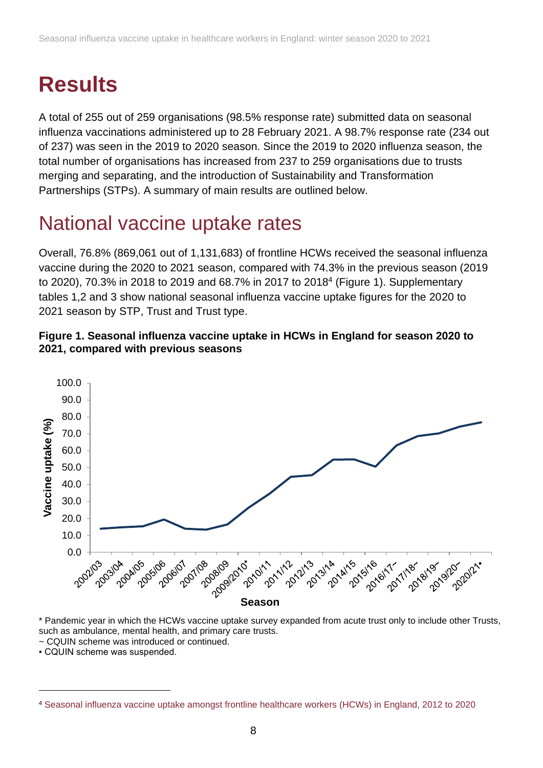# Results

A total of 255 out of 259 organisations (98.5% response rate) submitted data on seasonal influenza vaccinations administered up to 28 February 2021. A 98.7% response rate (234 out of 237) was seen in the 2019 to 2020 season. Since the 2019 to 2020 influenza season, the total number of organisations has increased from 237 to 259 organisations due to trusts merging and separating, and the introduction of Sustainability and Transformation Partnerships (STPs). A summary of main results are outlined below.

## National vaccine uptake rates

Overall, 76.8% (869,061 out of 1,131,683) of frontline HCWs received the seasonal influenza vaccine during the 2020 to 2021 season, compared with 74.3% in the previous season (2019 to 2020), 70.3% in 2018 to 2019 and 68.7% in 2017 to 2018[4] (Figure 1). Supplementary tables 1,2 and 3 show national seasonal influenza vaccine uptake figures for the 2020 to 2021 season by STP, Trust and Trust type.

**Figure 1. Seasonal influenza vaccine uptake in HCWs in England for season 2020 to 2021, compared with previous seasons**

Vaccine uptake (%)

100.0
90.0
80.0
70.0
60.0
50.0
40.0
30.0
20.0
10.0
0.0

2002/03 2003/04 2004/05 2005/06 2006/07 2007/08 2008/09 2009/2010* 2010/11 2011/12 2012/13 2013/14 2014/15 2015/16 2016/17~ 2017/18~ 2018/19~ 2019/20~ 2020/21▪

Season

\* Pandemic year in which the HCWs vaccine uptake survey expanded from acute trust only to include other Trusts, such as ambulance, mental health, and primary care trusts.

~ CQUIN scheme was introduced or continued.

▪ CQUIN scheme was suspended.

[4] Seasonal influenza vaccine uptake amongst frontline healthcare workers (HCWs) in England, 2012 to 2020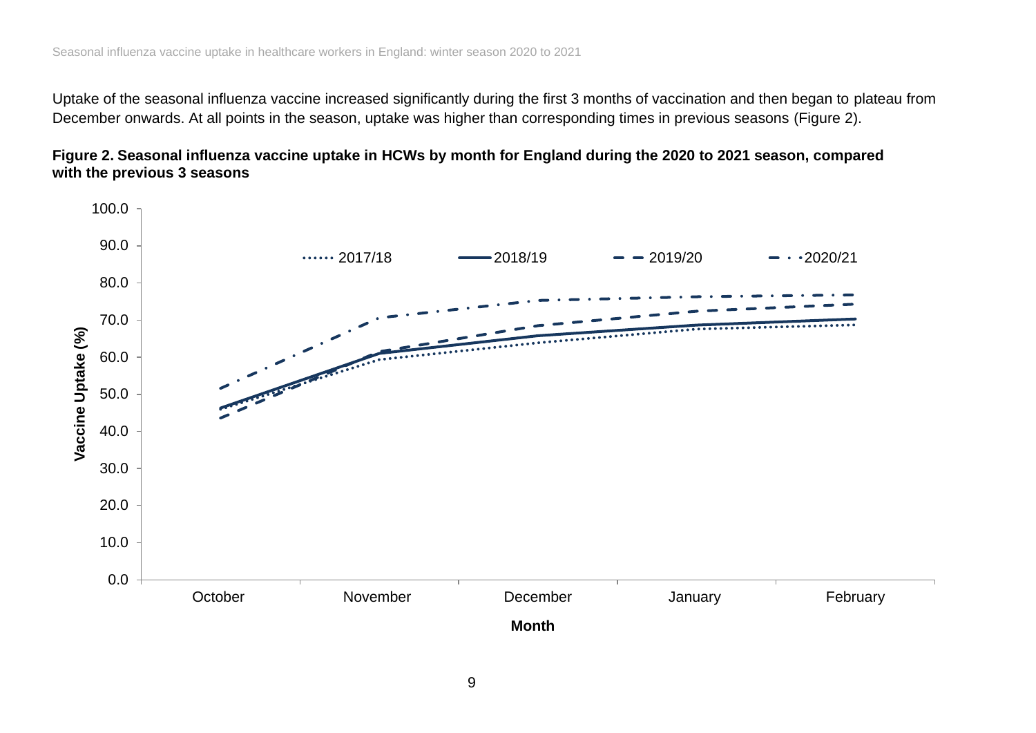Uptake of the seasonal influenza vaccine increased significantly during the first 3 months of vaccination and then began to plateau from December onwards. At all points in the season, uptake was higher than corresponding times in previous seasons (Figure 2).

**Figure 2. Seasonal influenza vaccine uptake in HCWs by month for England during the 2020 to 2021 season, compared with the previous 3 seasons**

Vaccine Uptake (%)

100.0
90.0
80.0
70.0
60.0
50.0
40.0
30.0
20.0
10.0
0.0

2017/18
2018/19
2019/20
2020/21

October
November
December
January
February

Month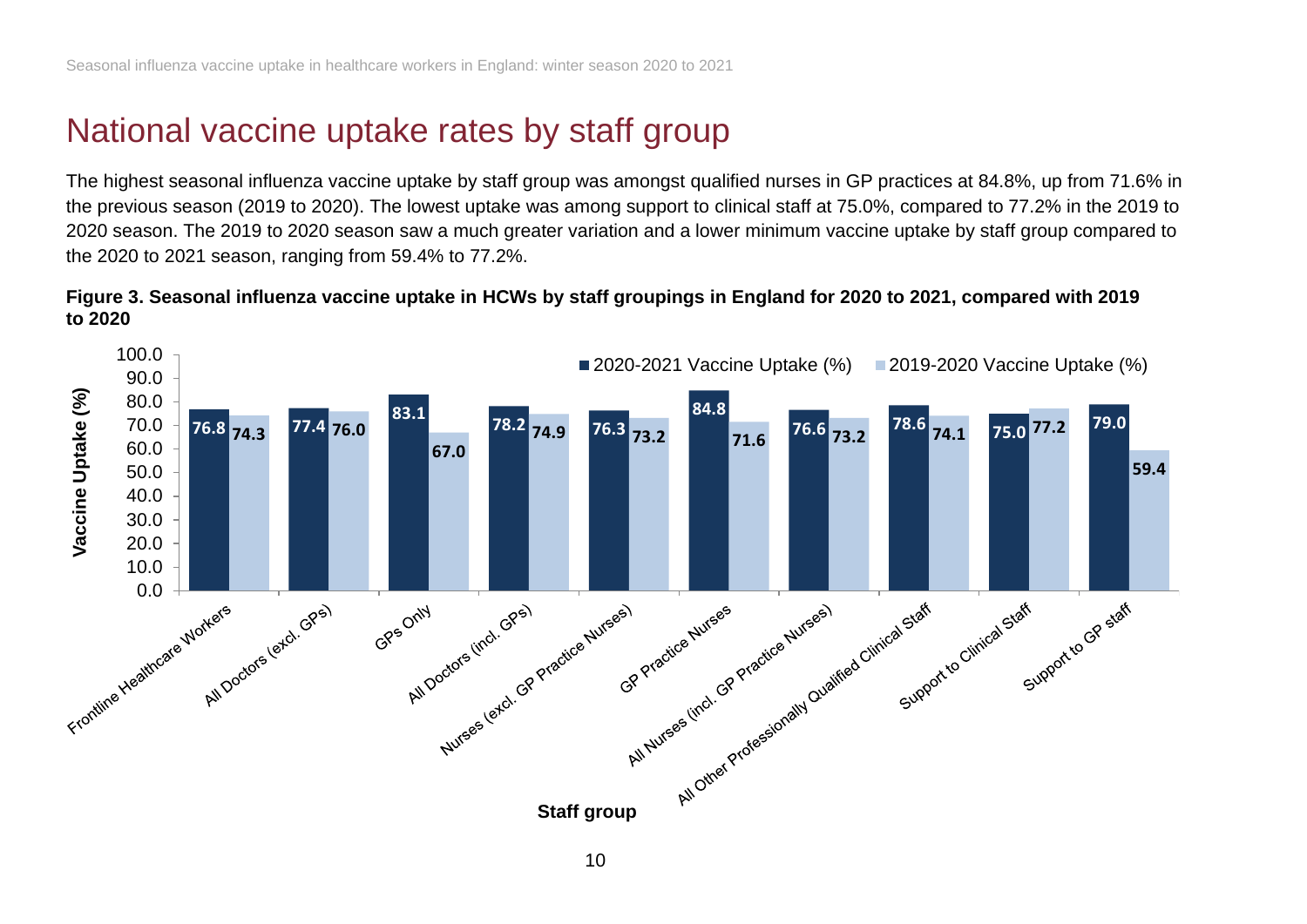# National vaccine uptake rates by staff group

The highest seasonal influenza vaccine uptake by staff group was amongst qualified nurses in GP practices at 84.8%, up from 71.6% in the previous season (2019 to 2020). The lowest uptake was among support to clinical staff at 75.0%, compared to 77.2% in the 2019 to 2020 season. The 2019 to 2020 season saw a much greater variation and a lower minimum vaccine uptake by staff group compared to the 2020 to 2021 season, ranging from 59.4% to 77.2%.

**Figure 3. Seasonal influenza vaccine uptake in HCWs by staff groupings in England for 2020 to 2021, compared with 2019 to 2020**

Vaccine Uptake (%)

0.0
10.0
20.0
30.0
40.0
50.0
60.0
70.0
80.0
90.0
100.0

2020-2021 Vaccine Uptake (%)
2019-2020 Vaccine Uptake (%)

Frontline Healthcare Workers: 76.8, 74.3
All Doctors (excl. GPs): 77.4, 76.0
GPs Only: 83.1, 67.0
All Doctors (incl. GPs): 78.2, 74.9
Nurses (excl. GP Practice Nurses): 76.3, 73.2
GP Practice Nurses: 84.8, 71.6
All Nurses (incl. GP Practice Nurses): 76.6, 73.2
All Other Professionally Qualified Clinical Staff: 78.6, 74.1
Support to Clinical Staff: 75.0, 77.2
Support to GP staff: 79.0, 59.4

Staff group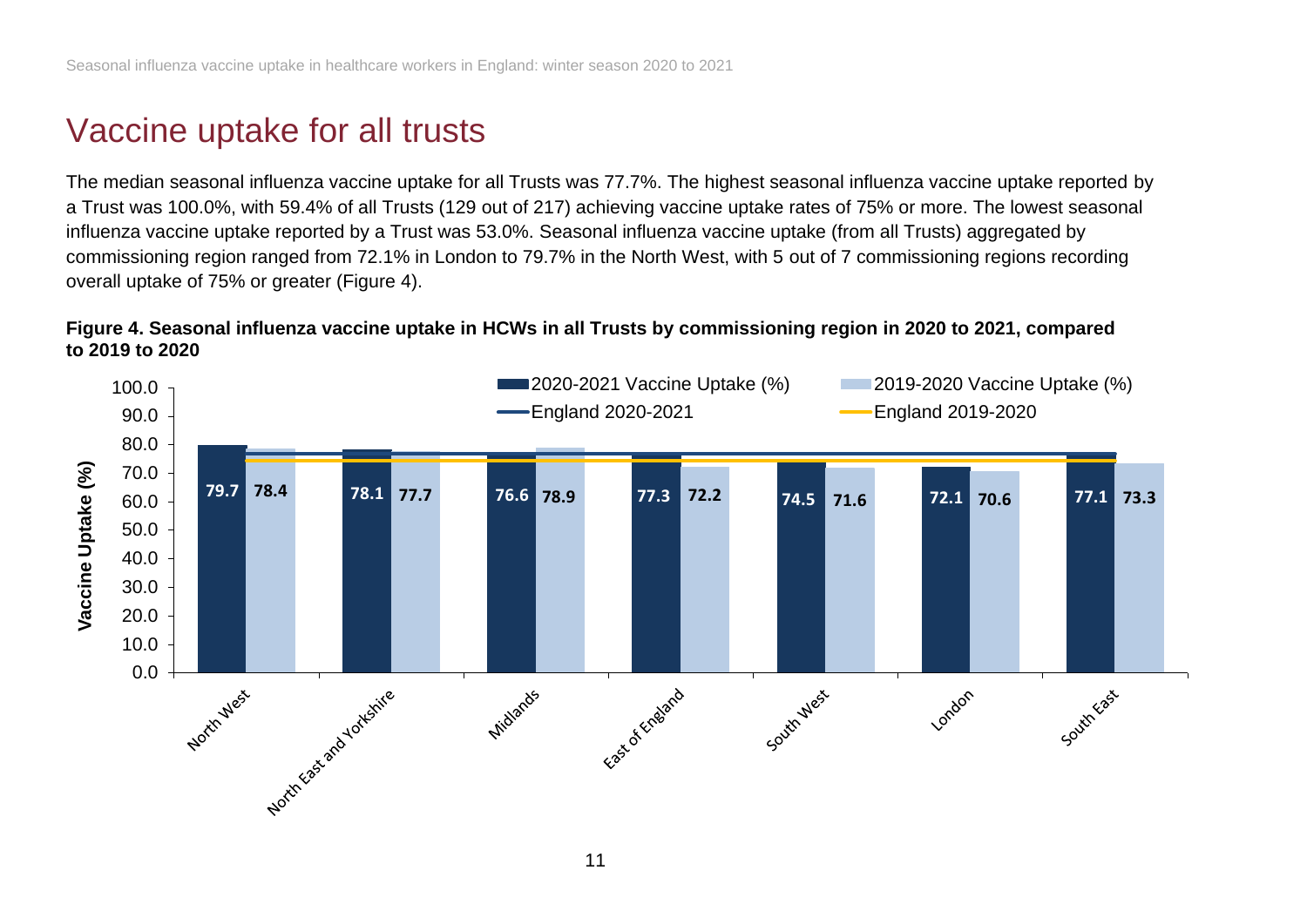# Vaccine uptake for all trusts

The median seasonal influenza vaccine uptake for all Trusts was 77.7%. The highest seasonal influenza vaccine uptake reported by a Trust was 100.0%, with 59.4% of all Trusts (129 out of 217) achieving vaccine uptake rates of 75% or more. The lowest seasonal influenza vaccine uptake reported by a Trust was 53.0%. Seasonal influenza vaccine uptake (from all Trusts) aggregated by commissioning region ranged from 72.1% in London to 79.7% in the North West, with 5 out of 7 commissioning regions recording overall uptake of 75% or greater (Figure 4).

**Figure 4. Seasonal influenza vaccine uptake in HCWs in all Trusts by commissioning region in 2020 to 2021, compared to 2019 to 2020**

2020-2021 Vaccine Uptake (%)
2019-2020 Vaccine Uptake (%)
England 2020-2021
England 2019-2020

Vaccine Uptake (%)

100.0
90.0
80.0
70.0
60.0
50.0
40.0
30.0
20.0
10.0
0.0

North West: 79.7, 78.4
North East and Yorkshire: 78.1, 77.7
Midlands: 76.6, 78.9
East of England: 77.3, 72.2
South West: 74.5, 71.6
London: 72.1, 70.6
South East: 77.1, 73.3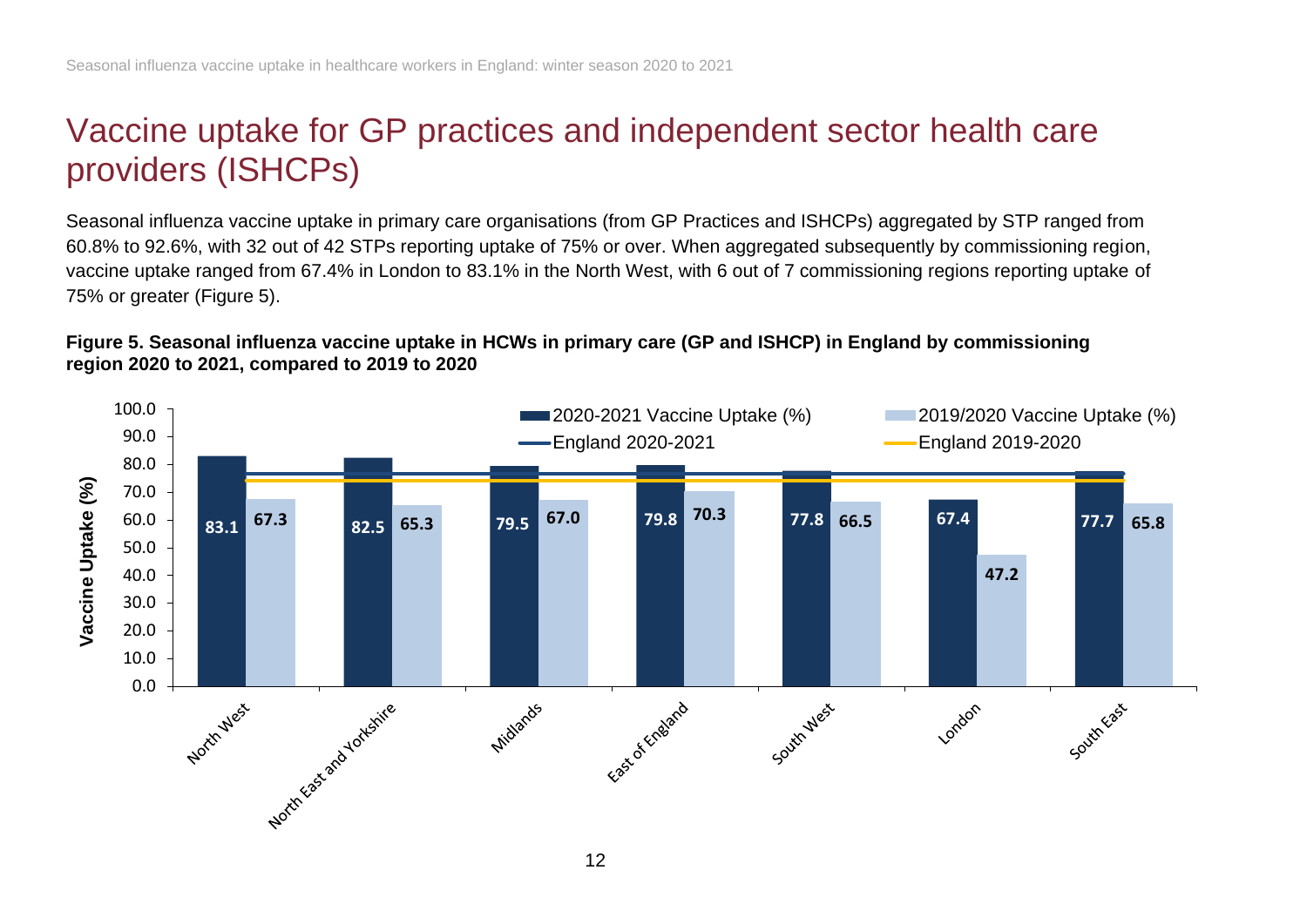# Vaccine uptake for GP practices and independent sector health care providers (ISHCPs)

Seasonal influenza vaccine uptake in primary care organisations (from GP Practices and ISHCPs) aggregated by STP ranged from 60.8% to 92.6%, with 32 out of 42 STPs reporting uptake of 75% or over. When aggregated subsequently by commissioning region, vaccine uptake ranged from 67.4% in London to 83.1% in the North West, with 6 out of 7 commissioning regions reporting uptake of 75% or greater (Figure 5).

**Figure 5. Seasonal influenza vaccine uptake in HCWs in primary care (GP and ISHCP) in England by commissioning region 2020 to 2021, compared to 2019 to 2020**

Vaccine Uptake (%)

100.0
90.0
80.0
70.0
60.0
50.0
40.0
30.0
20.0
10.0
0.0

2020-2021 Vaccine Uptake (%)
2019/2020 Vaccine Uptake (%)
England 2020-2021
England 2019-2020

North West: 83.1, 67.3
North East and Yorkshire: 82.5, 65.3
Midlands: 79.5, 67.0
East of England: 79.8, 70.3
South West: 77.8, 66.5
London: 67.4, 47.2
South East: 77.7, 65.8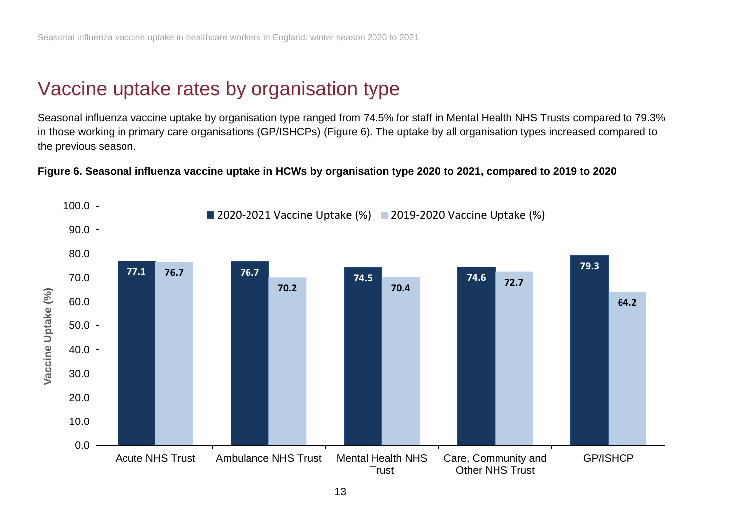# Vaccine uptake rates by organisation type

Seasonal influenza vaccine uptake by organisation type ranged from 74.5% for staff in Mental Health NHS Trusts compared to 79.3% in those working in primary care organisations (GP/ISHCPs) (Figure 6). The uptake by all organisation types increased compared to the previous season.

**Figure 6. Seasonal influenza vaccine uptake in HCWs by organisation type 2020 to 2021, compared to 2019 to 2020**

2020-2021 Vaccine Uptake (%)
2019-2020 Vaccine Uptake (%)

Vaccine Uptake (%)

100.0
90.0
80.0
70.0
60.0
50.0
40.0
30.0
20.0
10.0
0.0

Acute NHS Trust: 77.1, 76.7
Ambulance NHS Trust: 76.7, 70.2
Mental Health NHS Trust: 74.5, 70.4
Care, Community and Other NHS Trust: 74.6, 72.7
GP/ISHCP: 79.3, 64.2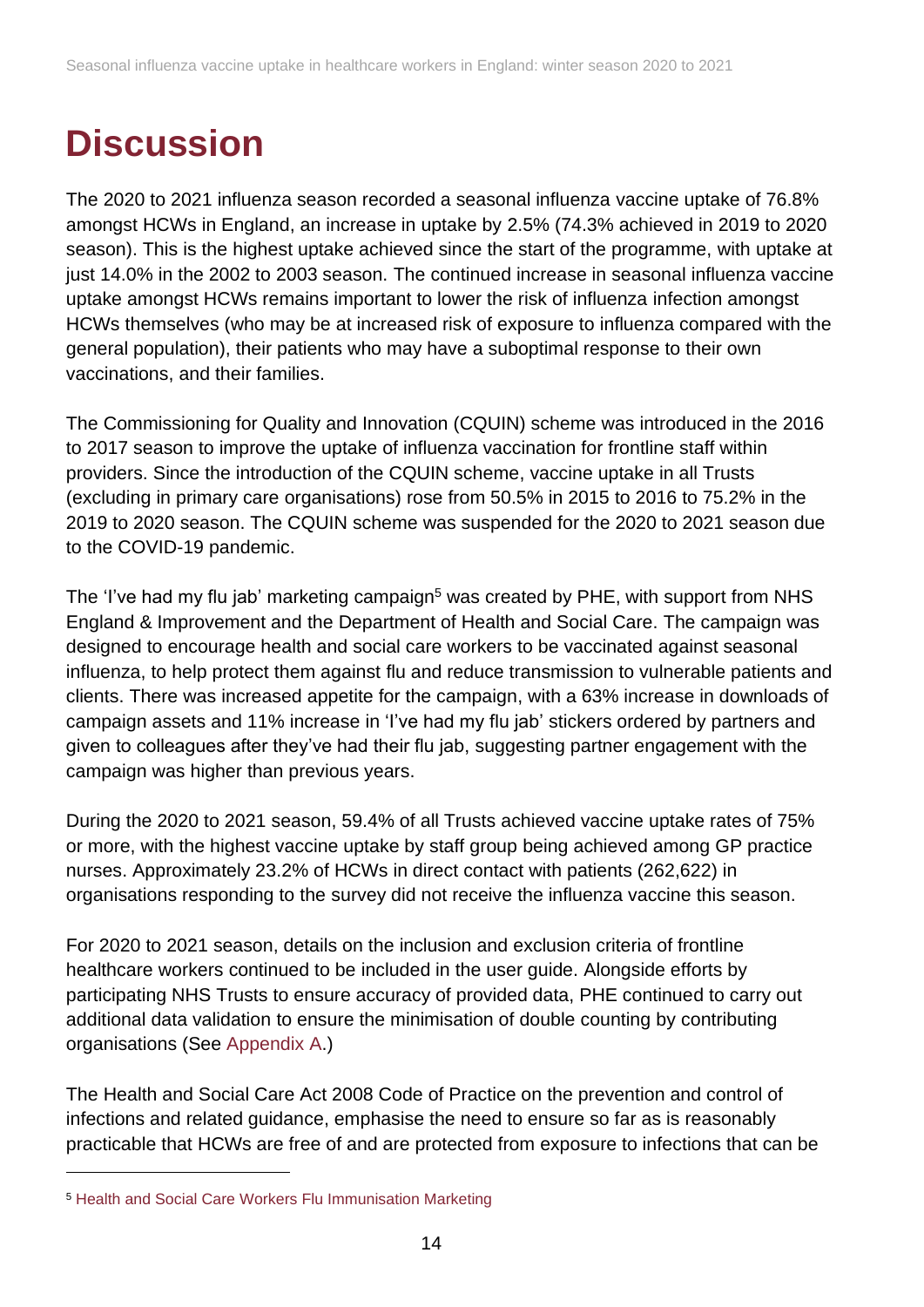# Discussion

The 2020 to 2021 influenza season recorded a seasonal influenza vaccine uptake of 76.8% amongst HCWs in England, an increase in uptake by 2.5% (74.3% achieved in 2019 to 2020 season). This is the highest uptake achieved since the start of the programme, with uptake at just 14.0% in the 2002 to 2003 season. The continued increase in seasonal influenza vaccine uptake amongst HCWs remains important to lower the risk of influenza infection amongst HCWs themselves (who may be at increased risk of exposure to influenza compared with the general population), their patients who may have a suboptimal response to their own vaccinations, and their families.

The Commissioning for Quality and Innovation (CQUIN) scheme was introduced in the 2016 to 2017 season to improve the uptake of influenza vaccination for frontline staff within providers. Since the introduction of the CQUIN scheme, vaccine uptake in all Trusts (excluding in primary care organisations) rose from 50.5% in 2015 to 2016 to 75.2% in the 2019 to 2020 season. The CQUIN scheme was suspended for the 2020 to 2021 season due to the COVID-19 pandemic.

The 'I've had my flu jab' marketing campaign[5] was created by PHE, with support from NHS England & Improvement and the Department of Health and Social Care. The campaign was designed to encourage health and social care workers to be vaccinated against seasonal influenza, to help protect them against flu and reduce transmission to vulnerable patients and clients. There was increased appetite for the campaign, with a 63% increase in downloads of campaign assets and 11% increase in 'I've had my flu jab' stickers ordered by partners and given to colleagues after they've had their flu jab, suggesting partner engagement with the campaign was higher than previous years.

During the 2020 to 2021 season, 59.4% of all Trusts achieved vaccine uptake rates of 75% or more, with the highest vaccine uptake by staff group being achieved among GP practice nurses. Approximately 23.2% of HCWs in direct contact with patients (262,622) in organisations responding to the survey did not receive the influenza vaccine this season.

For 2020 to 2021 season, details on the inclusion and exclusion criteria of frontline healthcare workers continued to be included in the user guide. Alongside efforts by participating NHS Trusts to ensure accuracy of provided data, PHE continued to carry out additional data validation to ensure the minimisation of double counting by contributing organisations (See Appendix A.)

The Health and Social Care Act 2008 Code of Practice on the prevention and control of infections and related guidance, emphasise the need to ensure so far as is reasonably practicable that HCWs are free of and are protected from exposure to infections that can be

[5] Health and Social Care Workers Flu Immunisation Marketing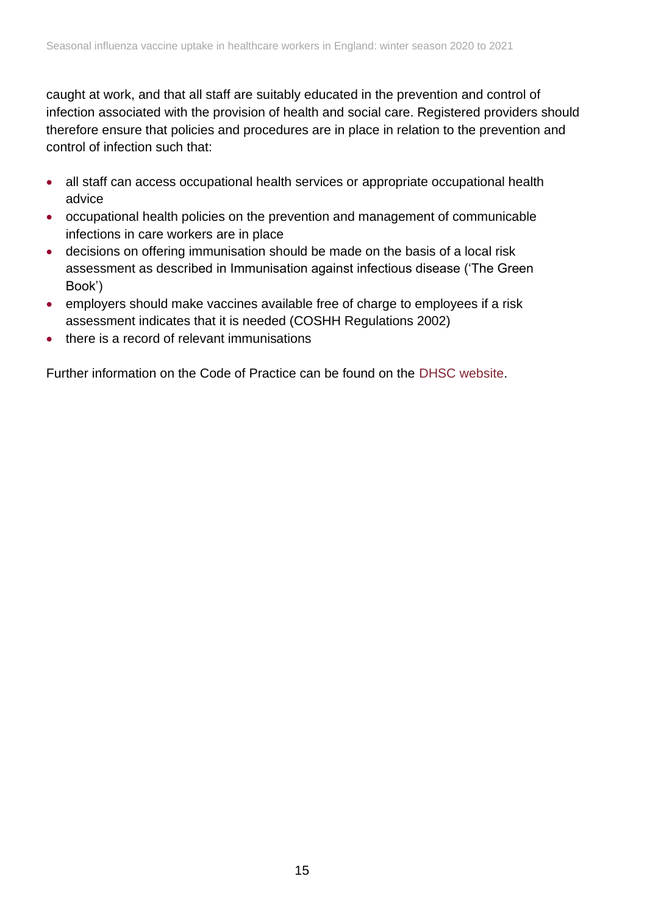caught at work, and that all staff are suitably educated in the prevention and control of infection associated with the provision of health and social care. Registered providers should therefore ensure that policies and procedures are in place in relation to the prevention and control of infection such that:

- all staff can access occupational health services or appropriate occupational health advice
- occupational health policies on the prevention and management of communicable infections in care workers are in place
- decisions on offering immunisation should be made on the basis of a local risk assessment as described in Immunisation against infectious disease ('The Green Book')
- employers should make vaccines available free of charge to employees if a risk assessment indicates that it is needed (COSHH Regulations 2002)
- there is a record of relevant immunisations

Further information on the Code of Practice can be found on the DHSC website.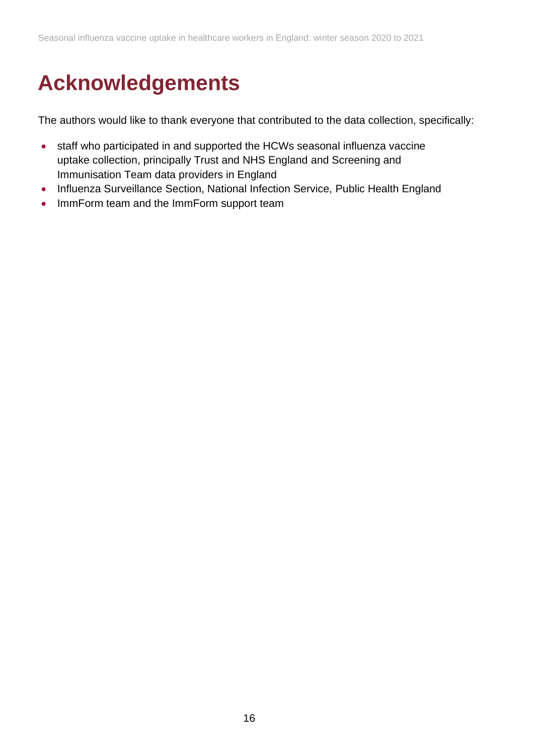# Acknowledgements

The authors would like to thank everyone that contributed to the data collection, specifically:

- staff who participated in and supported the HCWs seasonal influenza vaccine uptake collection, principally Trust and NHS England and Screening and Immunisation Team data providers in England
- Influenza Surveillance Section, National Infection Service, Public Health England
- ImmForm team and the ImmForm support team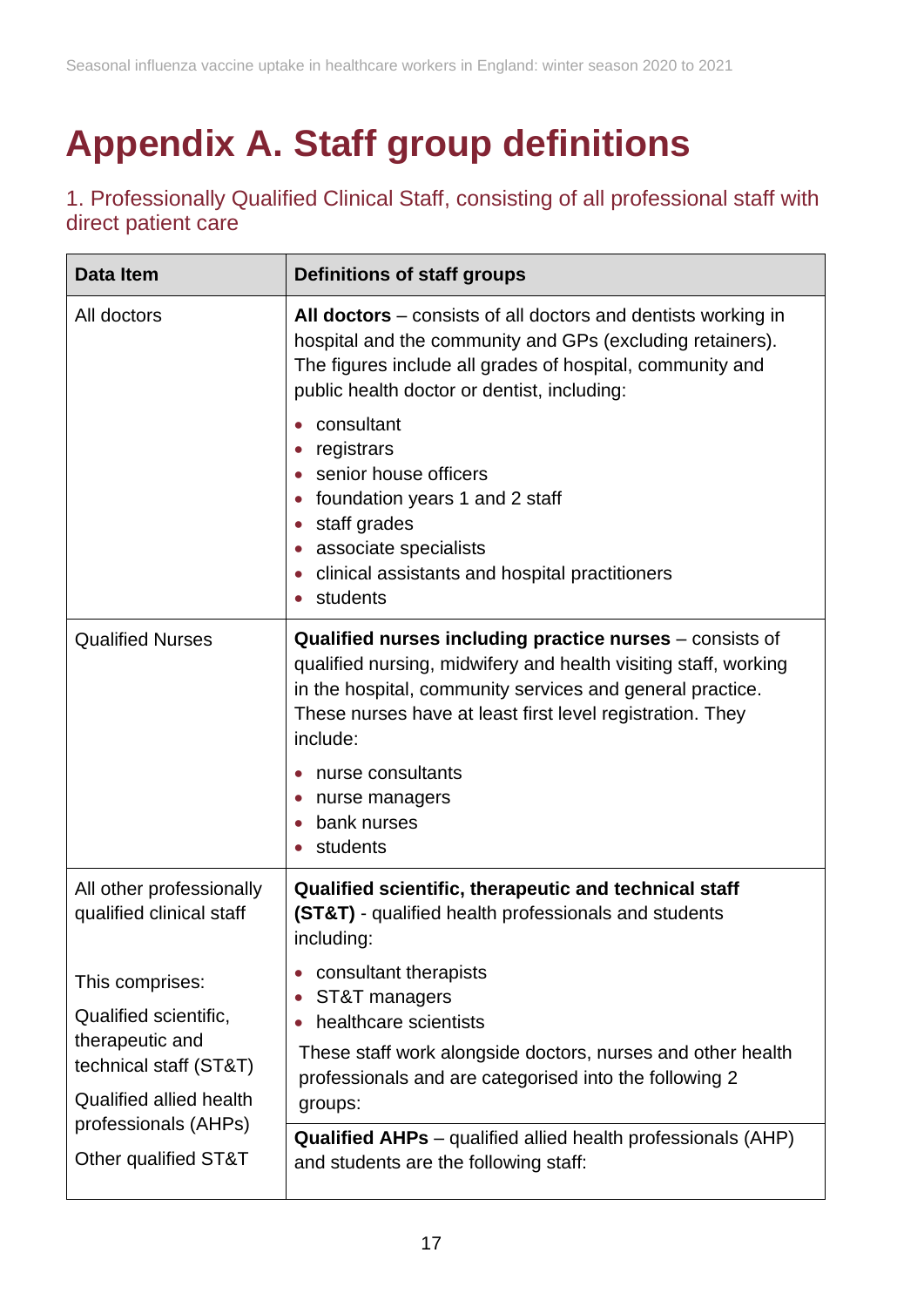# Appendix A. Staff group definitions

## 1. Professionally Qualified Clinical Staff, consisting of all professional staff with direct patient care

| Data Item | Definitions of staff groups |
|---|---|
| All doctors | **All doctors** – consists of all doctors and dentists working in hospital and the community and GPs (excluding retainers). The figures include all grades of hospital, community and public health doctor or dentist, including:<br>• consultant<br>• registrars<br>• senior house officers<br>• foundation years 1 and 2 staff<br>• staff grades<br>• associate specialists<br>• clinical assistants and hospital practitioners<br>• students |
| Qualified Nurses | **Qualified nurses including practice nurses** – consists of qualified nursing, midwifery and health visiting staff, working in the hospital, community services and general practice. These nurses have at least first level registration. They include:<br>• nurse consultants<br>• nurse managers<br>• bank nurses<br>• students |
| All other professionally qualified clinical staff<br><br>This comprises:<br>Qualified scientific, therapeutic and technical staff (ST&T)<br>Qualified allied health professionals (AHPs)<br>Other qualified ST&T | **Qualified scientific, therapeutic and technical staff (ST&T)** - qualified health professionals and students including:<br>• consultant therapists<br>• ST&T managers<br>• healthcare scientists<br><br>These staff work alongside doctors, nurses and other health professionals and are categorised into the following 2 groups:<br><br>**Qualified AHPs** – qualified allied health professionals (AHP) and students are the following staff: |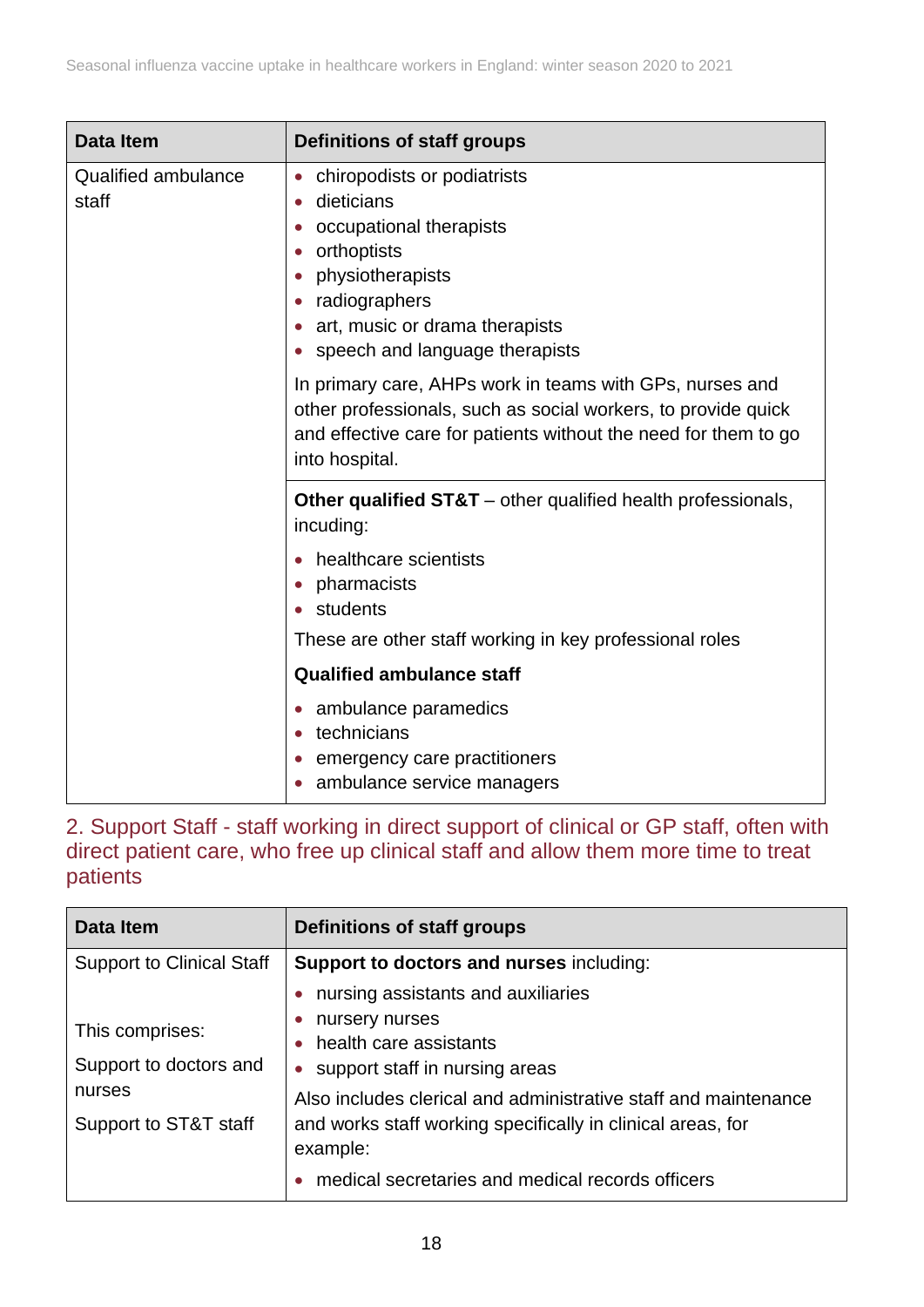| Data Item | Definitions of staff groups |
|---|---|
| Qualified ambulance staff | • chiropodists or podiatrists<br>• dieticians<br>• occupational therapists<br>• orthoptists<br>• physiotherapists<br>• radiographers<br>• art, music or drama therapists<br>• speech and language therapists<br><br>In primary care, AHPs work in teams with GPs, nurses and other professionals, such as social workers, to provide quick and effective care for patients without the need for them to go into hospital. |
| | **Other qualified ST&T** – other qualified health professionals, incuding:<br><br>• healthcare scientists<br>• pharmacists<br>• students<br><br>These are other staff working in key professional roles<br><br>**Qualified ambulance staff**<br><br>• ambulance paramedics<br>• technicians<br>• emergency care practitioners<br>• ambulance service managers |

## 2. Support Staff - staff working in direct support of clinical or GP staff, often with direct patient care, who free up clinical staff and allow them more time to treat patients

| Data Item | Definitions of staff groups |
|---|---|
| Support to Clinical Staff<br><br>This comprises:<br><br>Support to doctors and nurses<br><br>Support to ST&T staff | **Support to doctors and nurses** including:<br><br>• nursing assistants and auxiliaries<br>• nursery nurses<br>• health care assistants<br>• support staff in nursing areas<br><br>Also includes clerical and administrative staff and maintenance and works staff working specifically in clinical areas, for example:<br><br>• medical secretaries and medical records officers |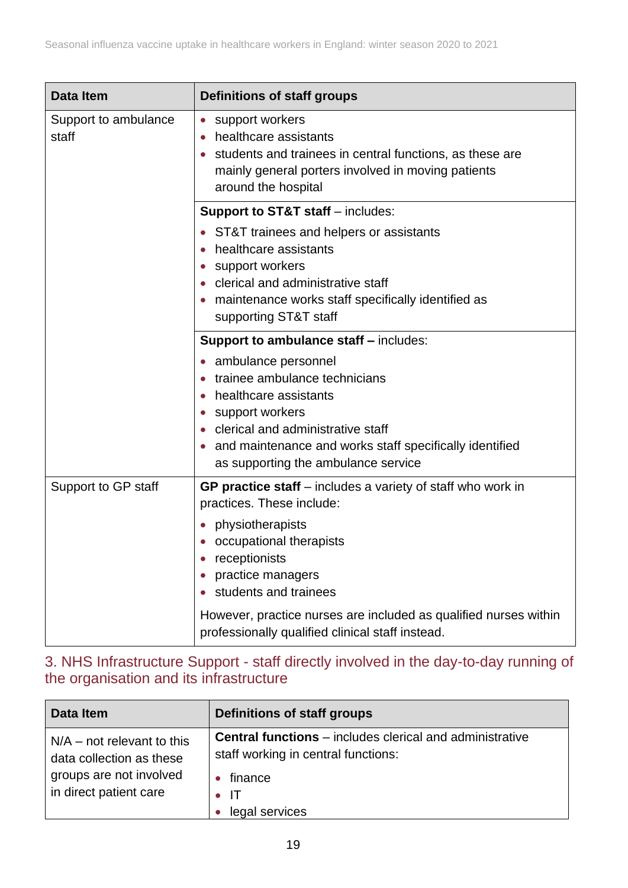| Data Item | Definitions of staff groups |
| --- | --- |
| Support to ambulance staff | • support workers<br>• healthcare assistants<br>• students and trainees in central functions, as these are mainly general porters involved in moving patients around the hospital |
| | **Support to ST&T staff** – includes:<br>• ST&T trainees and helpers or assistants<br>• healthcare assistants<br>• support workers<br>• clerical and administrative staff<br>• maintenance works staff specifically identified as supporting ST&T staff |
| | **Support to ambulance staff –** includes:<br>• ambulance personnel<br>• trainee ambulance technicians<br>• healthcare assistants<br>• support workers<br>• clerical and administrative staff<br>• and maintenance and works staff specifically identified as supporting the ambulance service |
| Support to GP staff | **GP practice staff** – includes a variety of staff who work in practices. These include:<br>• physiotherapists<br>• occupational therapists<br>• receptionists<br>• practice managers<br>• students and trainees<br><br>However, practice nurses are included as qualified nurses within professionally qualified clinical staff instead. |

## 3. NHS Infrastructure Support - staff directly involved in the day-to-day running of the organisation and its infrastructure

| Data Item | Definitions of staff groups |
| --- | --- |
| N/A – not relevant to this data collection as these groups are not involved in direct patient care | **Central functions** – includes clerical and administrative staff working in central functions:<br>• finance<br>• IT<br>• legal services |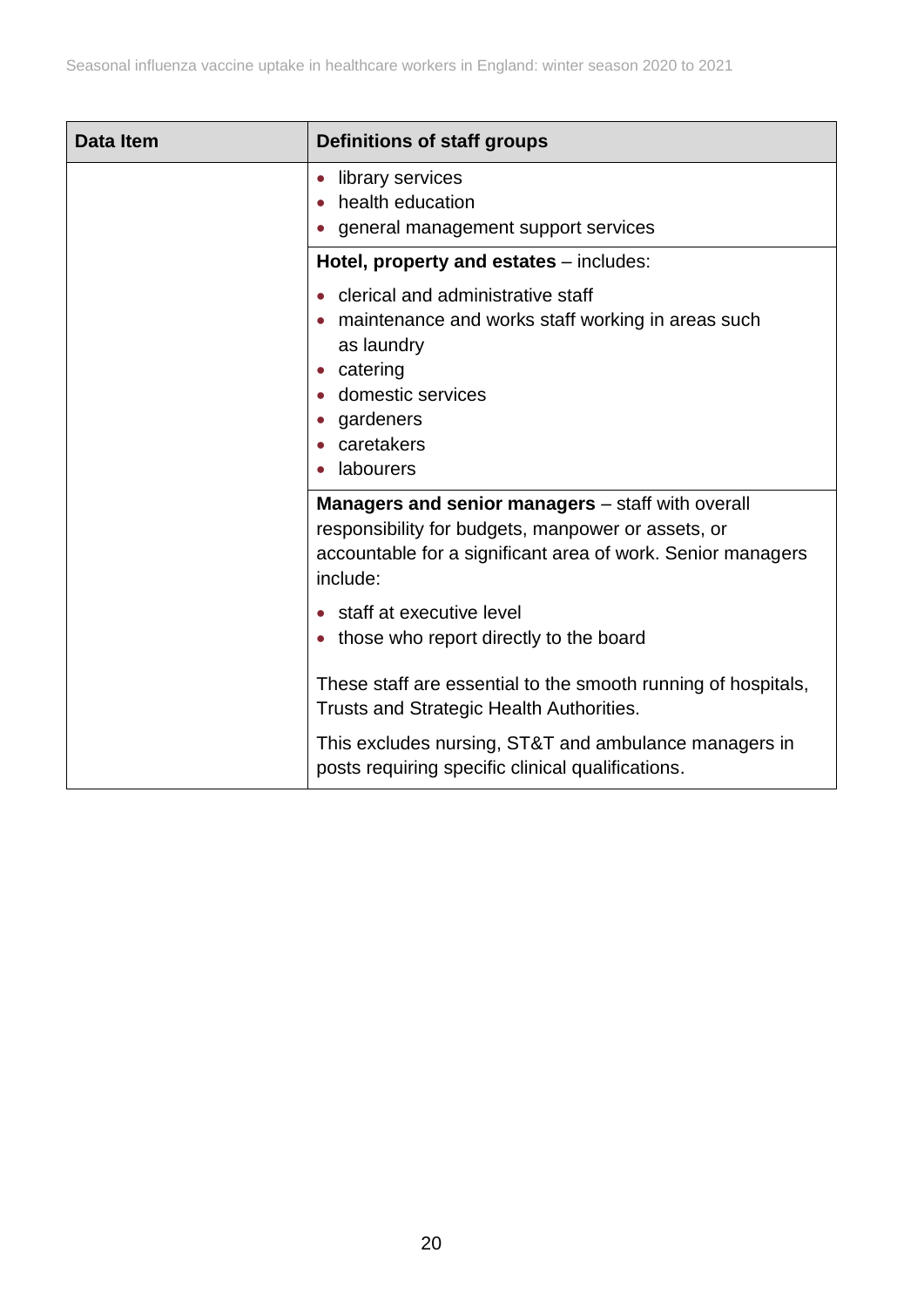| Data Item | Definitions of staff groups |
|---|---|
| | • library services<br>• health education<br>• general management support services |
| | **Hotel, property and estates** – includes:<br><br>• clerical and administrative staff<br>• maintenance and works staff working in areas such as laundry<br>• catering<br>• domestic services<br>• gardeners<br>• caretakers<br>• labourers |
| | **Managers and senior managers** – staff with overall responsibility for budgets, manpower or assets, or accountable for a significant area of work. Senior managers include:<br><br>• staff at executive level<br>• those who report directly to the board<br><br>These staff are essential to the smooth running of hospitals, Trusts and Strategic Health Authorities.<br><br>This excludes nursing, ST&T and ambulance managers in posts requiring specific clinical qualifications. |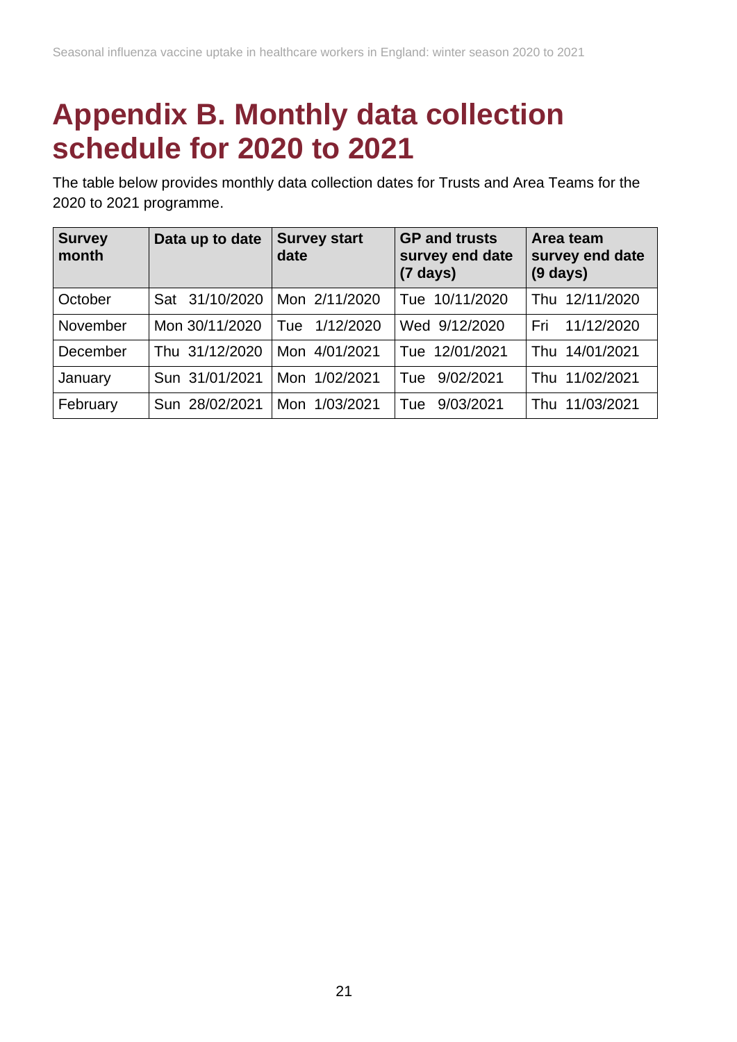# Appendix B. Monthly data collection schedule for 2020 to 2021

The table below provides monthly data collection dates for Trusts and Area Teams for the 2020 to 2021 programme.

| Survey month | Data up to date | Survey start date | GP and trusts survey end date (7 days) | Area team survey end date (9 days) |
|---|---|---|---|---|
| October | Sat 31/10/2020 | Mon 2/11/2020 | Tue 10/11/2020 | Thu 12/11/2020 |
| November | Mon 30/11/2020 | Tue 1/12/2020 | Wed 9/12/2020 | Fri 11/12/2020 |
| December | Thu 31/12/2020 | Mon 4/01/2021 | Tue 12/01/2021 | Thu 14/01/2021 |
| January | Sun 31/01/2021 | Mon 1/02/2021 | Tue 9/02/2021 | Thu 11/02/2021 |
| February | Sun 28/02/2021 | Mon 1/03/2021 | Tue 9/03/2021 | Thu 11/03/2021 |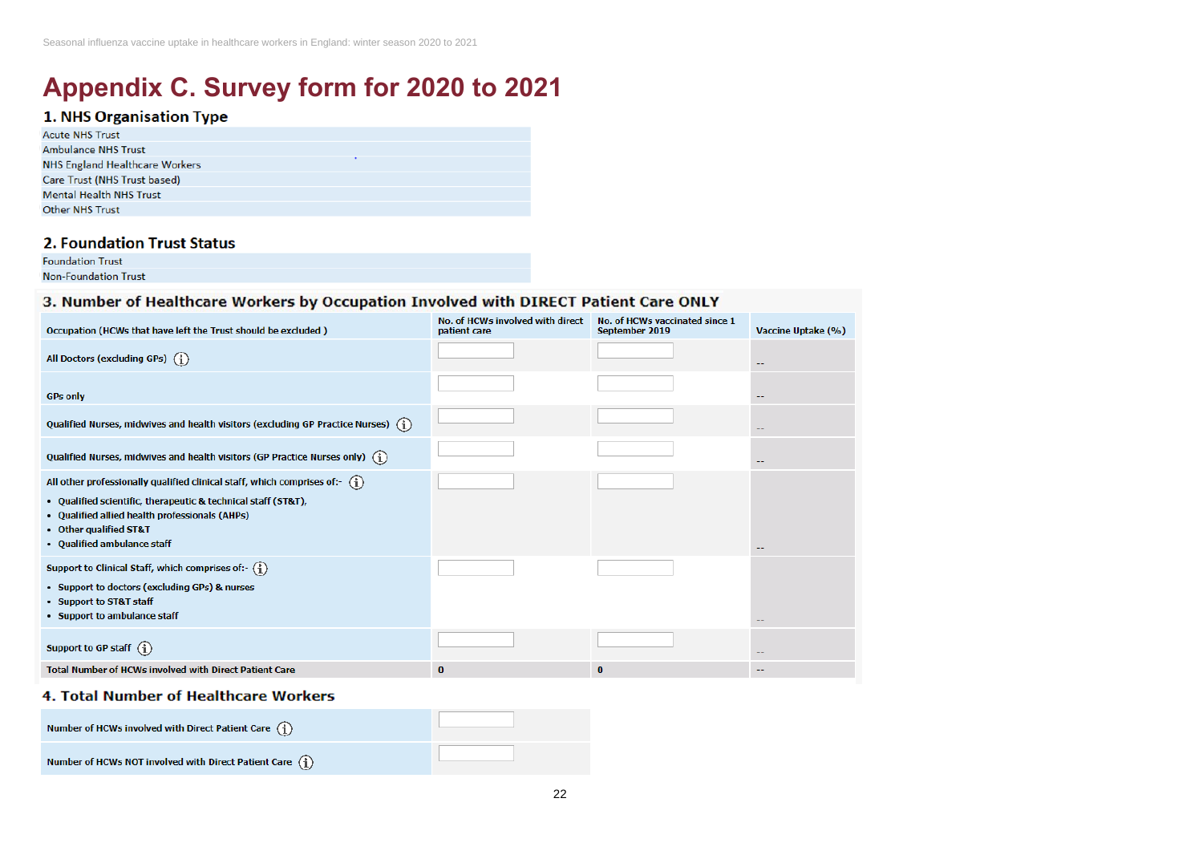# Appendix C. Survey form for 2020 to 2021

## 1. NHS Organisation Type

| |
|---|
| Acute NHS Trust |
| Ambulance NHS Trust |
| NHS England Healthcare Workers |
| Care Trust (NHS Trust based) |
| Mental Health NHS Trust |
| Other NHS Trust |

## 2. Foundation Trust Status

| |
|---|
| Foundation Trust |
| Non-Foundation Trust |

## 3. Number of Healthcare Workers by Occupation Involved with DIRECT Patient Care ONLY

| Occupation (HCWs that have left the Trust should be excluded ) | No. of HCWs involved with direct patient care | No. of HCWs vaccinated since 1 September 2019 | Vaccine Uptake (%) |
|---|---|---|---|
| All Doctors (excluding GPs) ⓘ | | | -- |
| GPs only | | | -- |
| Qualified Nurses, midwives and health visitors (excluding GP Practice Nurses) ⓘ | | | -- |
| Qualified Nurses, midwives and health visitors (GP Practice Nurses only) ⓘ | | | -- |
| All other professionally qualified clinical staff, which comprises of:- ⓘ<br>• Qualified scientific, therapeutic & technical staff (ST&T),<br>• Qualified allied health professionals (AHPs)<br>• Other qualified ST&T<br>• Qualified ambulance staff | | | -- |
| Support to Clinical Staff, which comprises of:- ⓘ<br>• Support to doctors (excluding GPs) & nurses<br>• Support to ST&T staff<br>• Support to ambulance staff | | | -- |
| Support to GP staff ⓘ | | | -- |
| Total Number of HCWs involved with Direct Patient Care | 0 | 0 | -- |

## 4. Total Number of Healthcare Workers

| | |
|---|---|
| Number of HCWs involved with Direct Patient Care ⓘ | |
| Number of HCWs NOT involved with Direct Patient Care ⓘ | |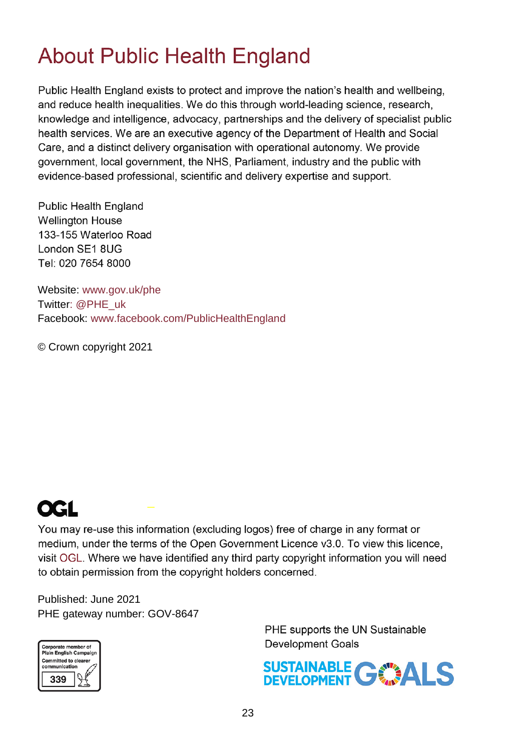# About Public Health England

Public Health England exists to protect and improve the nation's health and wellbeing, and reduce health inequalities. We do this through world-leading science, research, knowledge and intelligence, advocacy, partnerships and the delivery of specialist public health services. We are an executive agency of the Department of Health and Social Care, and a distinct delivery organisation with operational autonomy. We provide government, local government, the NHS, Parliament, industry and the public with evidence-based professional, scientific and delivery expertise and support.

Public Health England
Wellington House
133-155 Waterloo Road
London SE1 8UG
Tel: 020 7654 8000

Website: www.gov.uk/phe
Twitter: @PHE_uk
Facebook: www.facebook.com/PublicHealthEngland

© Crown copyright 2021

OGL

You may re-use this information (excluding logos) free of charge in any format or medium, under the terms of the Open Government Licence v3.0. To view this licence, visit OGL. Where we have identified any third party copyright information you will need to obtain permission from the copyright holders concerned.

Published: June 2021
PHE gateway number: GOV-8647

Corporate member of Plain English Campaign
Committed to clearer communication
339

PHE supports the UN Sustainable Development Goals

SUSTAINABLE DEVELOPMENT GOALS